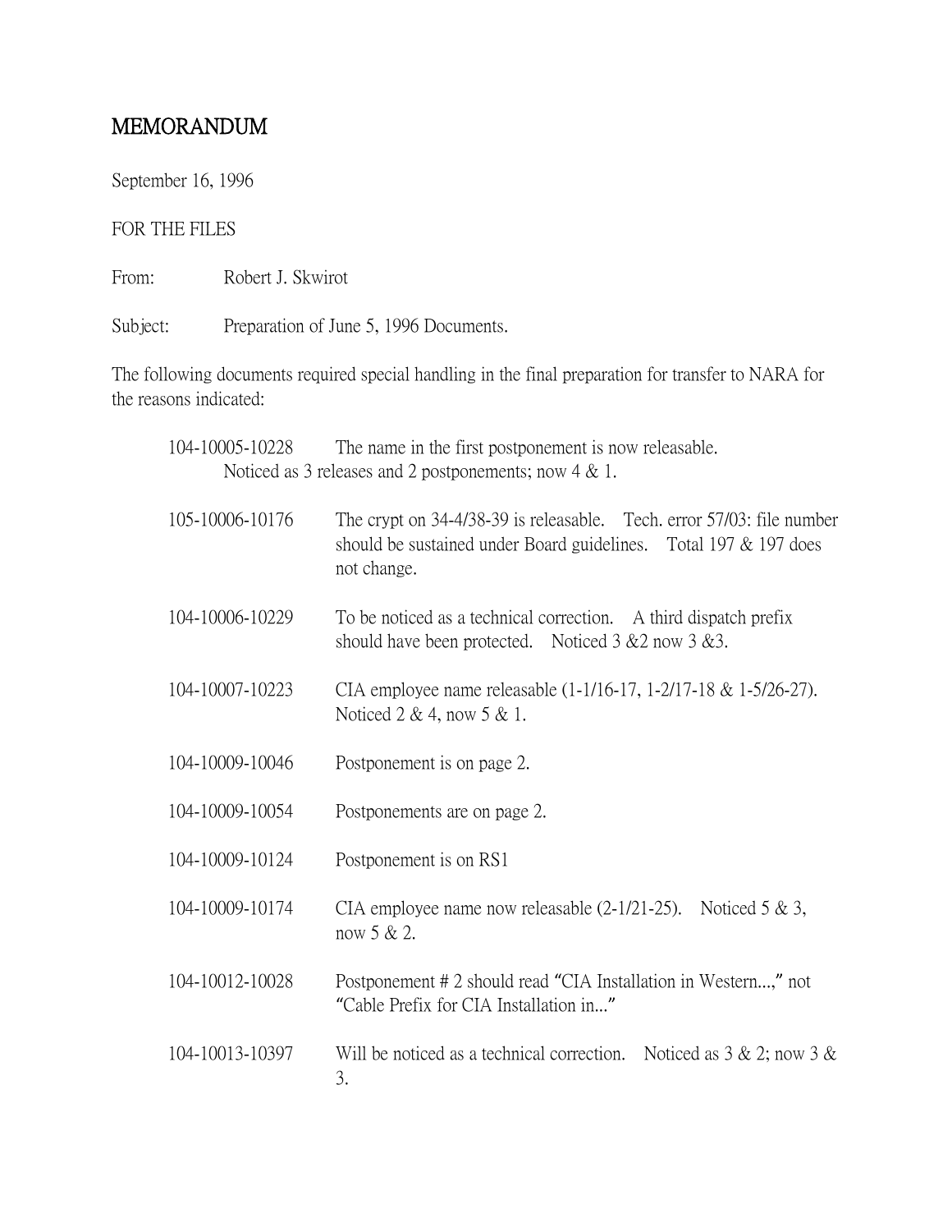# MEMORANDUM

September 16, 1996

FOR THE FILES

From: Robert J. Skwirot

Subject: Preparation of June 5, 1996 Documents.

The following documents required special handling in the final preparation for transfer to NARA for the reasons indicated:

104-10005-10228 The name in the first postponement is now releasable. Noticed as 3 releases and 2 postponements; now 4 & 1.

105-10006-10176 The crypt on 34-4/38-39 is releasable. Tech. error 57/03: file number should be sustained under Board guidelines. Total 197 & 197 does not change.

104-10006-10229 To be noticed as a technical correction. A third dispatch prefix should have been protected. Noticed 3 &2 now 3 &3.

104-10007-10223 CIA employee name releasable (1-1/16-17, 1-2/17-18 & 1-5/26-27). Noticed 2 & 4, now 5 & 1.

104-10009-10046 Postponement is on page 2.

104-10009-10054 Postponements are on page 2.

104-10009-10124 Postponement is on RS1

104-10009-10174 CIA employee name now releasable (2-1/21-25). Noticed 5 & 3, now 5 & 2.

104-10012-10028 Postponement # 2 should read "CIA Installation in Western...," not "Cable Prefix for CIA Installation in..."

104-10013-10397 Will be noticed as a technical correction. Noticed as 3 & 2; now 3 & 3.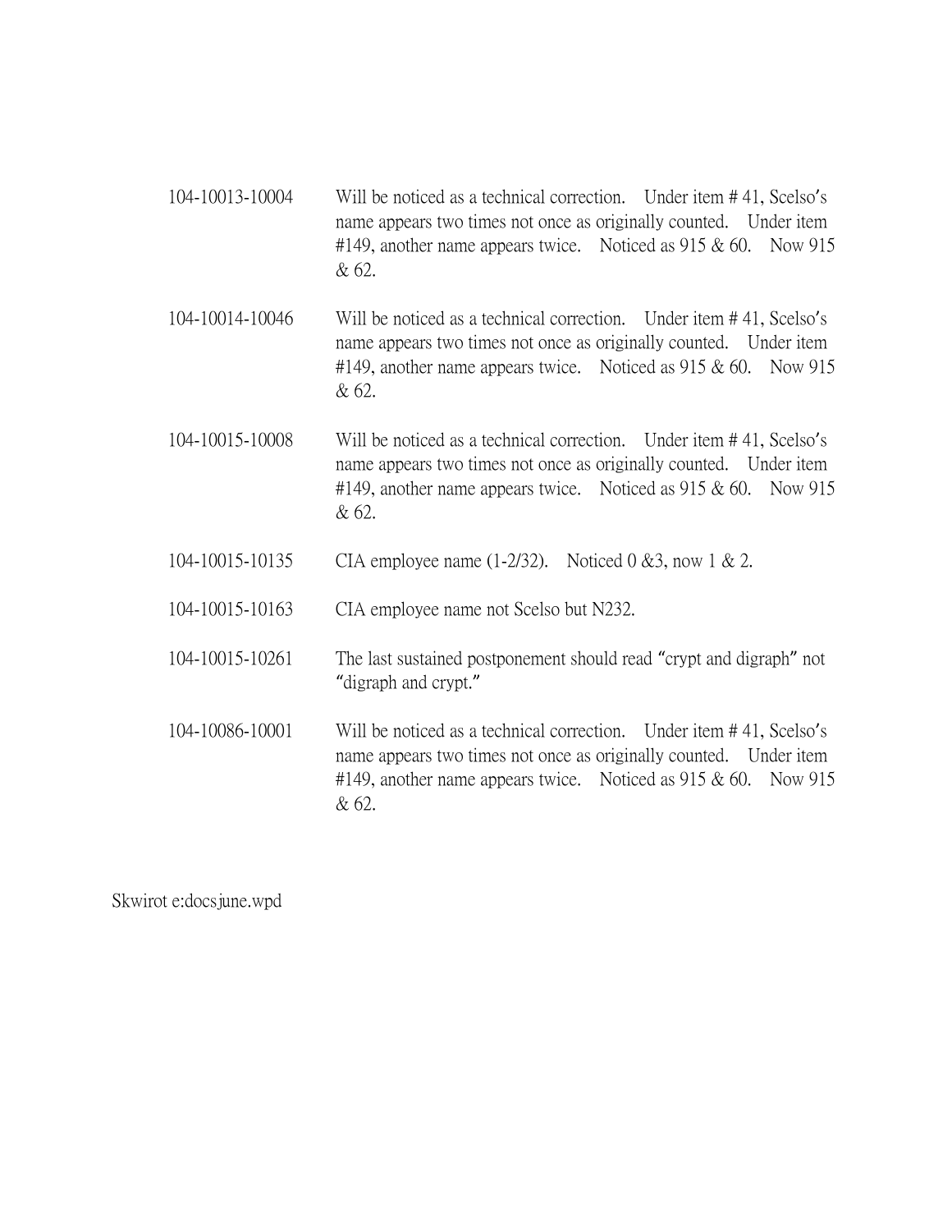| | |
|---|---|
| 104-10013-10004 | Will be noticed as a technical correction. Under item # 41, Scelso's name appears two times not once as originally counted. Under item #149, another name appears twice. Noticed as 915 & 60. Now 915 & 62. |
| 104-10014-10046 | Will be noticed as a technical correction. Under item # 41, Scelso's name appears two times not once as originally counted. Under item #149, another name appears twice. Noticed as 915 & 60. Now 915 & 62. |
| 104-10015-10008 | Will be noticed as a technical correction. Under item # 41, Scelso's name appears two times not once as originally counted. Under item #149, another name appears twice. Noticed as 915 & 60. Now 915 & 62. |
| 104-10015-10135 | CIA employee name (1-2/32). Noticed 0 &3, now 1 & 2. |
| 104-10015-10163 | CIA employee name not Scelso but N232. |
| 104-10015-10261 | The last sustained postponement should read "crypt and digraph" not "digraph and crypt." |
| 104-10086-10001 | Will be noticed as a technical correction. Under item # 41, Scelso's name appears two times not once as originally counted. Under item #149, another name appears twice. Noticed as 915 & 60. Now 915 & 62. |

Skwirot e:docsjune.wpd